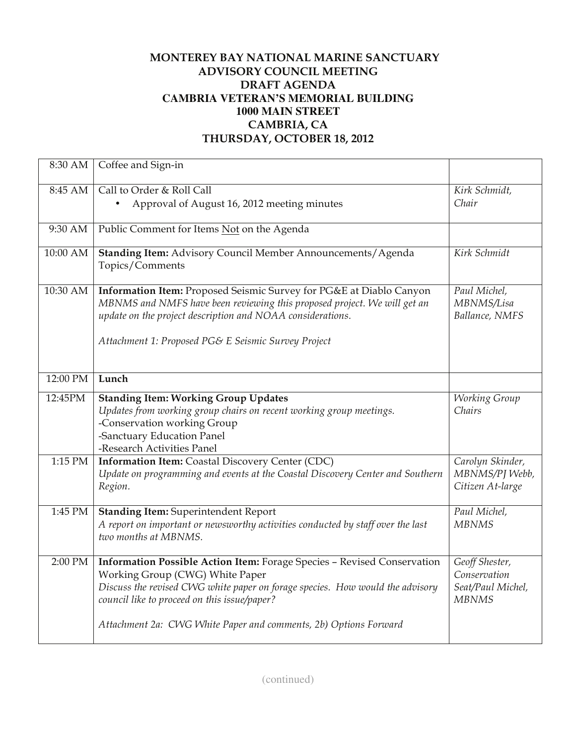**MONTEREY BAY NATIONAL MARINE SANCTUARY**
**ADVISORY COUNCIL MEETING**
**DRAFT AGENDA**
**CAMBRIA VETERAN'S MEMORIAL BUILDING**
**1000 MAIN STREET**
**CAMBRIA, CA**
**THURSDAY, OCTOBER 18, 2012**

| | | |
|---|---|---|
| 8:30 AM | Coffee and Sign-in | |
| 8:45 AM | Call to Order & Roll Call<br>• Approval of August 16, 2012 meeting minutes | *Kirk Schmidt, Chair* |
| 9:30 AM | Public Comment for Items Not on the Agenda | |
| 10:00 AM | **Standing Item:** Advisory Council Member Announcements/Agenda Topics/Comments | *Kirk Schmidt* |
| 10:30 AM | **Information Item:** Proposed Seismic Survey for PG&E at Diablo Canyon<br>*MBNMS and NMFS have been reviewing this proposed project. We will get an update on the project description and NOAA considerations.*<br><br>*Attachment 1: Proposed PG& E Seismic Survey Project* | *Paul Michel, MBNMS/Lisa Ballance, NMFS* |
| 12:00 PM | **Lunch** | |
| 12:45PM | **Standing Item: Working Group Updates**<br>*Updates from working group chairs on recent working group meetings.*<br>-Conservation working Group<br>-Sanctuary Education Panel<br>-Research Activities Panel | *Working Group Chairs* |
| 1:15 PM | **Information Item:** Coastal Discovery Center (CDC)<br>*Update on programming and events at the Coastal Discovery Center and Southern Region.* | *Carolyn Skinder, MBNMS/PJ Webb, Citizen At-large* |
| 1:45 PM | **Standing Item:** Superintendent Report<br>*A report on important or newsworthy activities conducted by staff over the last two months at MBNMS.* | *Paul Michel, MBNMS* |
| 2:00 PM | **Information Possible Action Item:** Forage Species – Revised Conservation Working Group (CWG) White Paper<br>*Discuss the revised CWG white paper on forage species. How would the advisory council like to proceed on this issue/paper?*<br><br>*Attachment 2a: CWG White Paper and comments, 2b) Options Forward* | *Geoff Shester, Conservation Seat/Paul Michel, MBNMS* |

(continued)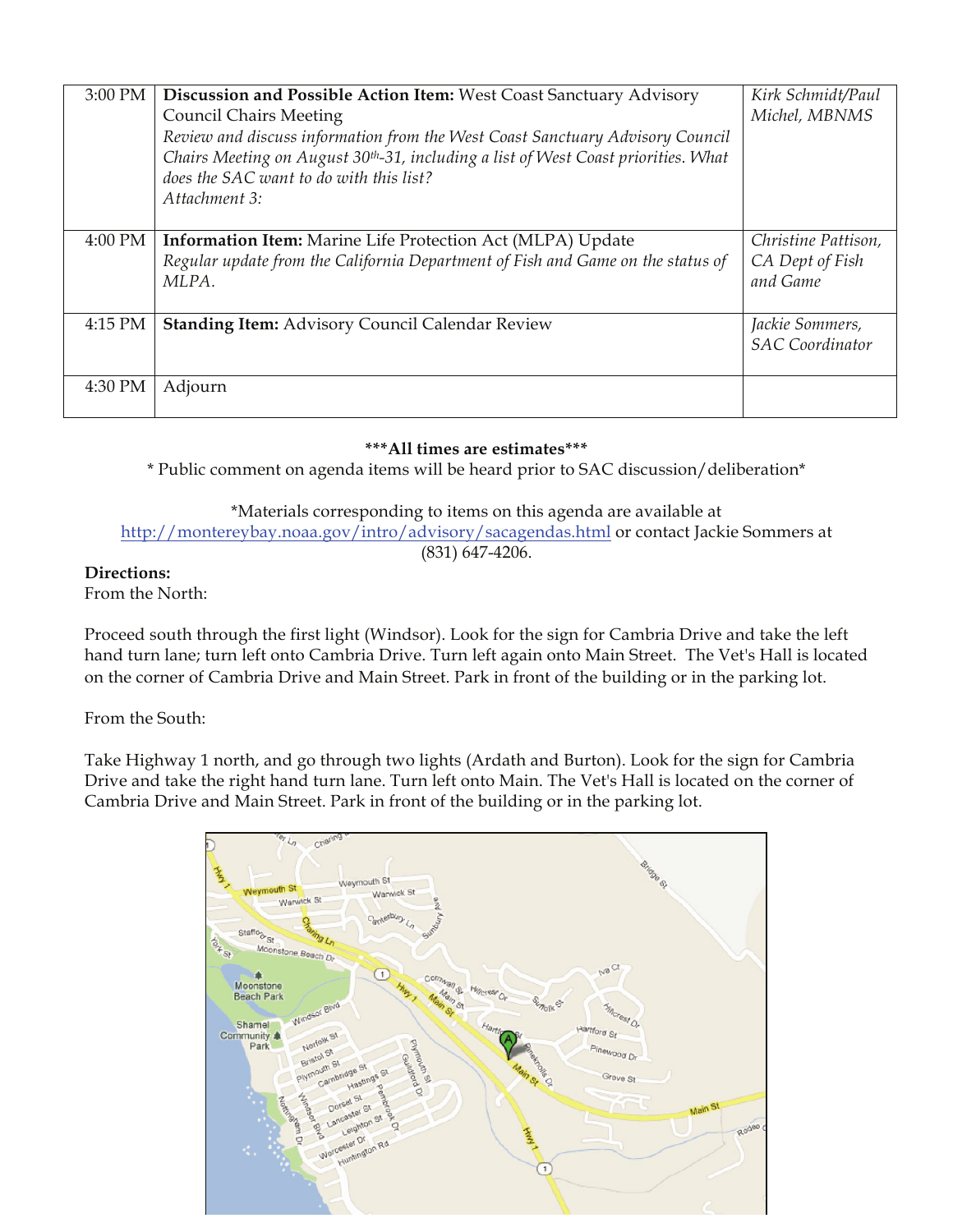| | | |
|---|---|---|
| 3:00 PM | **Discussion and Possible Action Item:** West Coast Sanctuary Advisory Council Chairs Meeting<br>*Review and discuss information from the West Coast Sanctuary Advisory Council Chairs Meeting on August 30th-31, including a list of West Coast priorities. What does the SAC want to do with this list?*<br>*Attachment 3:* | *Kirk Schmidt/Paul Michel, MBNMS* |
| 4:00 PM | **Information Item:** Marine Life Protection Act (MLPA) Update<br>*Regular update from the California Department of Fish and Game on the status of MLPA.* | *Christine Pattison, CA Dept of Fish and Game* |
| 4:15 PM | **Standing Item:** Advisory Council Calendar Review | *Jackie Sommers, SAC Coordinator* |
| 4:30 PM | Adjourn | |

**\*\*\*All times are estimates\*\*\***

\* Public comment on agenda items will be heard prior to SAC discussion/deliberation\*

\*Materials corresponding to items on this agenda are available at http://montereybay.noaa.gov/intro/advisory/sacagendas.html or contact Jackie Sommers at (831) 647-4206.

**Directions:**

From the North:

Proceed south through the first light (Windsor). Look for the sign for Cambria Drive and take the left hand turn lane; turn left onto Cambria Drive. Turn left again onto Main Street. The Vet's Hall is located on the corner of Cambria Drive and Main Street. Park in front of the building or in the parking lot.

From the South:

Take Highway 1 north, and go through two lights (Ardath and Burton). Look for the sign for Cambria Drive and take the right hand turn lane. Turn left onto Main. The Vet's Hall is located on the corner of Cambria Drive and Main Street. Park in front of the building or in the parking lot.